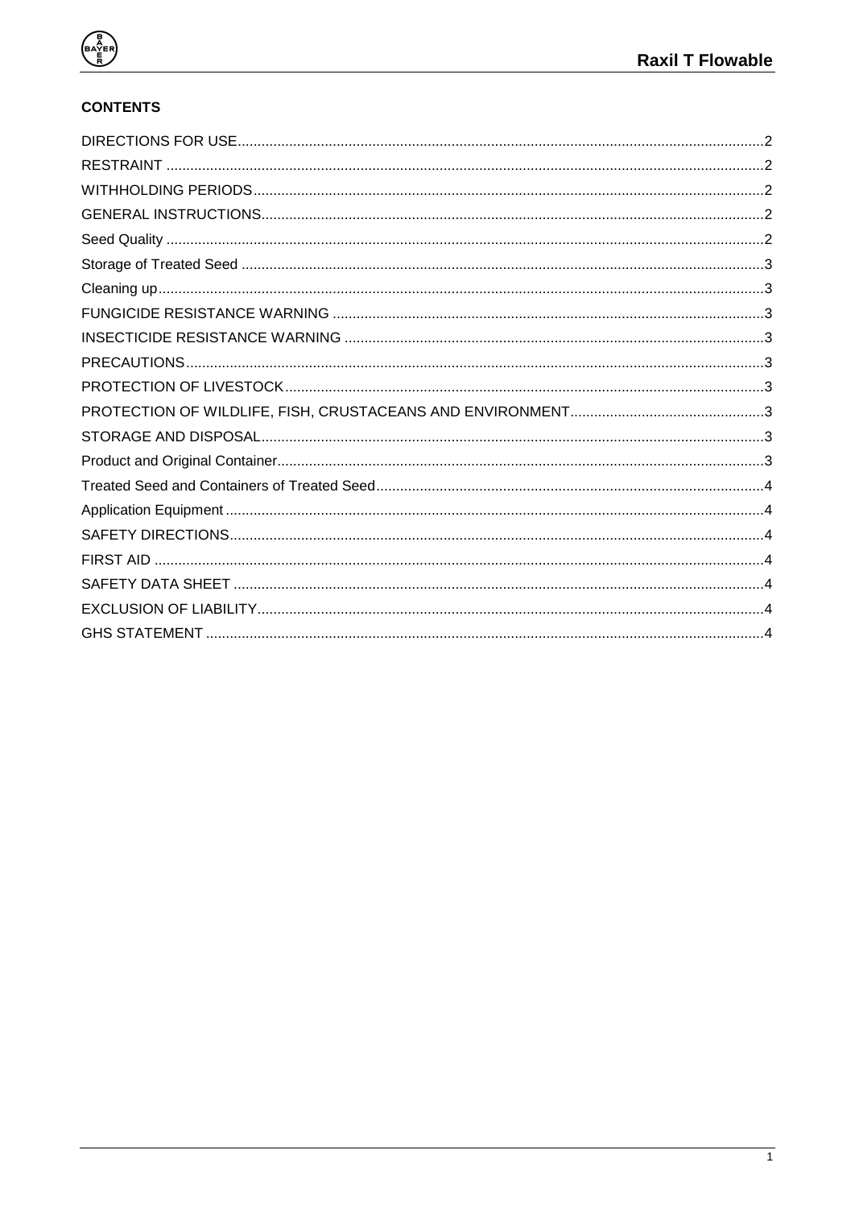**CONTENTS**

DIRECTIONS FOR USE....2
RESTRAINT....2
WITHHOLDING PERIODS....2
GENERAL INSTRUCTIONS....2
Seed Quality....2
Storage of Treated Seed....3
Cleaning up....3
FUNGICIDE RESISTANCE WARNING....3
INSECTICIDE RESISTANCE WARNING....3
PRECAUTIONS....3
PROTECTION OF LIVESTOCK....3
PROTECTION OF WILDLIFE, FISH, CRUSTACEANS AND ENVIRONMENT....3
STORAGE AND DISPOSAL....3
Product and Original Container....3
Treated Seed and Containers of Treated Seed....4
Application Equipment....4
SAFETY DIRECTIONS....4
FIRST AID....4
SAFETY DATA SHEET....4
EXCLUSION OF LIABILITY....4
GHS STATEMENT....4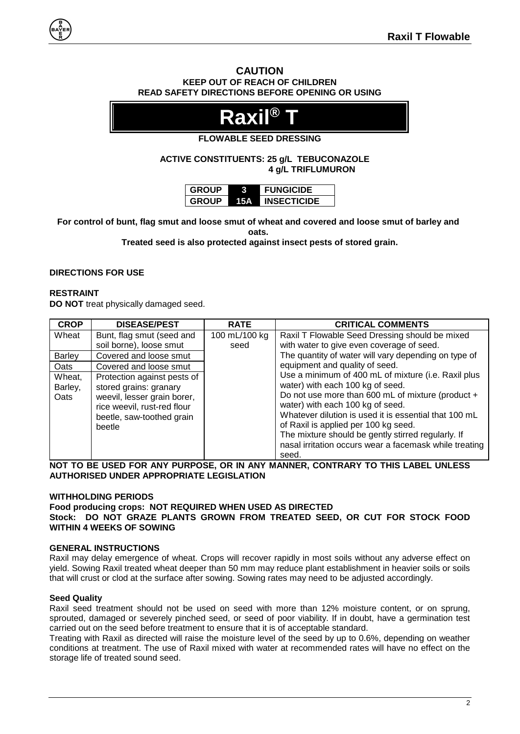**CAUTION**

**KEEP OUT OF REACH OF CHILDREN**

**READ SAFETY DIRECTIONS BEFORE OPENING OR USING**

# Raxil® T

**FLOWABLE SEED DRESSING**

**ACTIVE CONSTITUENTS: 25 g/L TEBUCONAZOLE**
**4 g/L TRIFLUMURON**

| GROUP | 3 | FUNGICIDE |
|---|---|---|
| GROUP | 15A | INSECTICIDE |

**For control of bunt, flag smut and loose smut of wheat and covered and loose smut of barley and oats.**

**Treated seed is also protected against insect pests of stored grain.**

## DIRECTIONS FOR USE

**RESTRAINT**

**DO NOT** treat physically damaged seed.

| CROP | DISEASE/PEST | RATE | CRITICAL COMMENTS |
|---|---|---|---|
| Wheat | Bunt, flag smut (seed and soil borne), loose smut | 100 mL/100 kg seed | Raxil T Flowable Seed Dressing should be mixed with water to give even coverage of seed. The quantity of water will vary depending on type of equipment and quality of seed. Use a minimum of 400 mL of mixture (i.e. Raxil plus water) with each 100 kg of seed. Do not use more than 600 mL of mixture (product + water) with each 100 kg of seed. Whatever dilution is used it is essential that 100 mL of Raxil is applied per 100 kg seed. The mixture should be gently stirred regularly. If nasal irritation occurs wear a facemask while treating seed. |
| Barley | Covered and loose smut | | |
| Oats | Covered and loose smut | | |
| Wheat, Barley, Oats | Protection against pests of stored grains: granary weevil, lesser grain borer, rice weevil, rust-red flour beetle, saw-toothed grain beetle | | |

**NOT TO BE USED FOR ANY PURPOSE, OR IN ANY MANNER, CONTRARY TO THIS LABEL UNLESS AUTHORISED UNDER APPROPRIATE LEGISLATION**

**WITHHOLDING PERIODS**

**Food producing crops: NOT REQUIRED WHEN USED AS DIRECTED**

**Stock: DO NOT GRAZE PLANTS GROWN FROM TREATED SEED, OR CUT FOR STOCK FOOD WITHIN 4 WEEKS OF SOWING**

**GENERAL INSTRUCTIONS**

Raxil may delay emergence of wheat. Crops will recover rapidly in most soils without any adverse effect on yield. Sowing Raxil treated wheat deeper than 50 mm may reduce plant establishment in heavier soils or soils that will crust or clod at the surface after sowing. Sowing rates may need to be adjusted accordingly.

**Seed Quality**

Raxil seed treatment should not be used on seed with more than 12% moisture content, or on sprung, sprouted, damaged or severely pinched seed, or seed of poor viability. If in doubt, have a germination test carried out on the seed before treatment to ensure that it is of acceptable standard.

Treating with Raxil as directed will raise the moisture level of the seed by up to 0.6%, depending on weather conditions at treatment. The use of Raxil mixed with water at recommended rates will have no effect on the storage life of treated sound seed.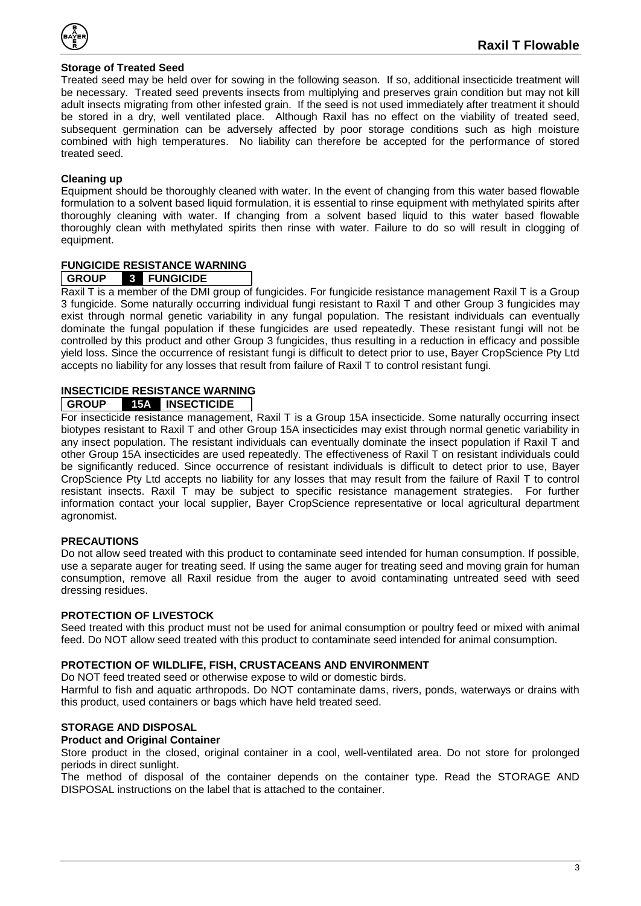**Storage of Treated Seed**

Treated seed may be held over for sowing in the following season. If so, additional insecticide treatment will be necessary. Treated seed prevents insects from multiplying and preserves grain condition but may not kill adult insects migrating from other infested grain. If the seed is not used immediately after treatment it should be stored in a dry, well ventilated place. Although Raxil has no effect on the viability of treated seed, subsequent germination can be adversely affected by poor storage conditions such as high moisture combined with high temperatures. No liability can therefore be accepted for the performance of stored treated seed.

**Cleaning up**

Equipment should be thoroughly cleaned with water. In the event of changing from this water based flowable formulation to a solvent based liquid formulation, it is essential to rinse equipment with methylated spirits after thoroughly cleaning with water. If changing from a solvent based liquid to this water based flowable thoroughly clean with methylated spirits then rinse with water. Failure to do so will result in clogging of equipment.

**FUNGICIDE RESISTANCE WARNING**

| GROUP | 3 | FUNGICIDE |
|---|---|---|

Raxil T is a member of the DMI group of fungicides. For fungicide resistance management Raxil T is a Group 3 fungicide. Some naturally occurring individual fungi resistant to Raxil T and other Group 3 fungicides may exist through normal genetic variability in any fungal population. The resistant individuals can eventually dominate the fungal population if these fungicides are used repeatedly. These resistant fungi will not be controlled by this product and other Group 3 fungicides, thus resulting in a reduction in efficacy and possible yield loss. Since the occurrence of resistant fungi is difficult to detect prior to use, Bayer CropScience Pty Ltd accepts no liability for any losses that result from failure of Raxil T to control resistant fungi.

**INSECTICIDE RESISTANCE WARNING**

| GROUP | 15A | INSECTICIDE |
|---|---|---|

For insecticide resistance management, Raxil T is a Group 15A insecticide. Some naturally occurring insect biotypes resistant to Raxil T and other Group 15A insecticides may exist through normal genetic variability in any insect population. The resistant individuals can eventually dominate the insect population if Raxil T and other Group 15A insecticides are used repeatedly. The effectiveness of Raxil T on resistant individuals could be significantly reduced. Since occurrence of resistant individuals is difficult to detect prior to use, Bayer CropScience Pty Ltd accepts no liability for any losses that may result from the failure of Raxil T to control resistant insects. Raxil T may be subject to specific resistance management strategies. For further information contact your local supplier, Bayer CropScience representative or local agricultural department agronomist.

**PRECAUTIONS**

Do not allow seed treated with this product to contaminate seed intended for human consumption. If possible, use a separate auger for treating seed. If using the same auger for treating seed and moving grain for human consumption, remove all Raxil residue from the auger to avoid contaminating untreated seed with seed dressing residues.

**PROTECTION OF LIVESTOCK**

Seed treated with this product must not be used for animal consumption or poultry feed or mixed with animal feed. Do NOT allow seed treated with this product to contaminate seed intended for animal consumption.

**PROTECTION OF WILDLIFE, FISH, CRUSTACEANS AND ENVIRONMENT**

Do NOT feed treated seed or otherwise expose to wild or domestic birds.

Harmful to fish and aquatic arthropods. Do NOT contaminate dams, rivers, ponds, waterways or drains with this product, used containers or bags which have held treated seed.

**STORAGE AND DISPOSAL**

**Product and Original Container**

Store product in the closed, original container in a cool, well-ventilated area. Do not store for prolonged periods in direct sunlight.

The method of disposal of the container depends on the container type. Read the STORAGE AND DISPOSAL instructions on the label that is attached to the container.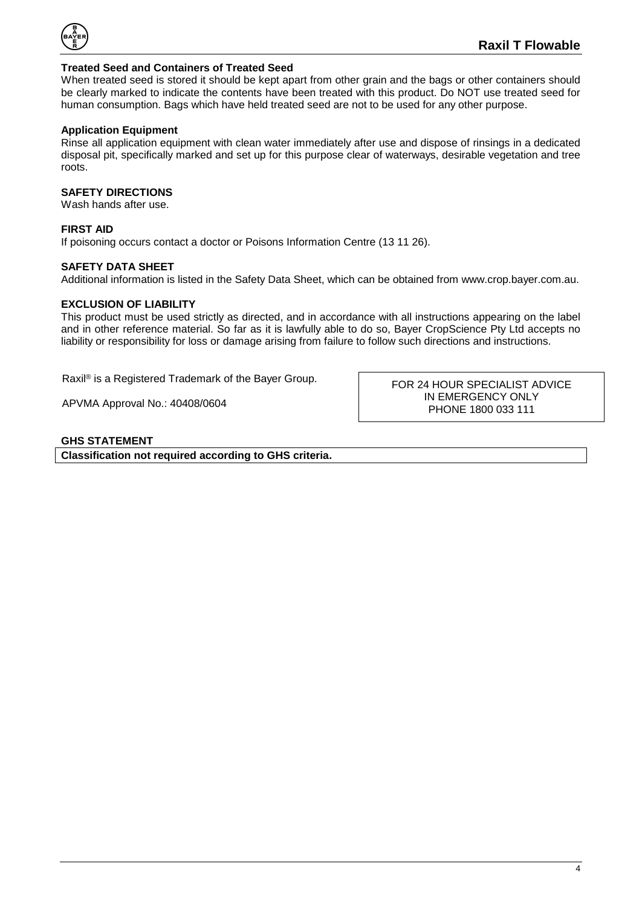**Treated Seed and Containers of Treated Seed**

When treated seed is stored it should be kept apart from other grain and the bags or other containers should be clearly marked to indicate the contents have been treated with this product. Do NOT use treated seed for human consumption. Bags which have held treated seed are not to be used for any other purpose.

**Application Equipment**

Rinse all application equipment with clean water immediately after use and dispose of rinsings in a dedicated disposal pit, specifically marked and set up for this purpose clear of waterways, desirable vegetation and tree roots.

**SAFETY DIRECTIONS**

Wash hands after use.

**FIRST AID**

If poisoning occurs contact a doctor or Poisons Information Centre (13 11 26).

**SAFETY DATA SHEET**

Additional information is listed in the Safety Data Sheet, which can be obtained from www.crop.bayer.com.au.

**EXCLUSION OF LIABILITY**

This product must be used strictly as directed, and in accordance with all instructions appearing on the label and in other reference material. So far as it is lawfully able to do so, Bayer CropScience Pty Ltd accepts no liability or responsibility for loss or damage arising from failure to follow such directions and instructions.

Raxil® is a Registered Trademark of the Bayer Group.

APVMA Approval No.: 40408/0604

FOR 24 HOUR SPECIALIST ADVICE
IN EMERGENCY ONLY
PHONE 1800 033 111

**GHS STATEMENT**

**Classification not required according to GHS criteria.**